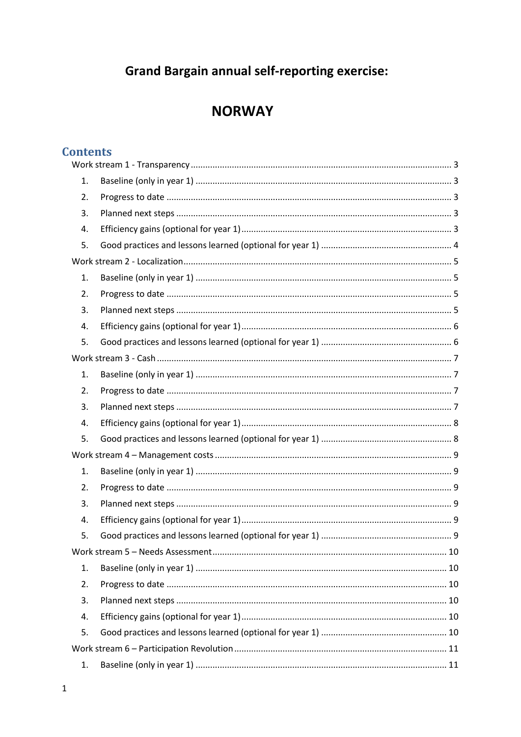# Grand Bargain annual self-reporting exercise:

# NORWAY

## Contents

Work stream 1 - Transparency ........................................................................................................ 3

1. Baseline (only in year 1) ........................................................................................................ 3
2. Progress to date ..................................................................................................................... 3
3. Planned next steps ................................................................................................................ 3
4. Efficiency gains (optional for year 1) ..................................................................................... 3
5. Good practices and lessons learned (optional for year 1) ..................................................... 4

Work stream 2 - Localization ........................................................................................................... 5

1. Baseline (only in year 1) ........................................................................................................ 5
2. Progress to date ..................................................................................................................... 5
3. Planned next steps ................................................................................................................ 5
4. Efficiency gains (optional for year 1) ..................................................................................... 6
5. Good practices and lessons learned (optional for year 1) ..................................................... 6

Work stream 3 - Cash ...................................................................................................................... 7

1. Baseline (only in year 1) ........................................................................................................ 7
2. Progress to date ..................................................................................................................... 7
3. Planned next steps ................................................................................................................ 7
4. Efficiency gains (optional for year 1) ..................................................................................... 8
5. Good practices and lessons learned (optional for year 1) ..................................................... 8

Work stream 4 – Management costs .............................................................................................. 9

1. Baseline (only in year 1) ........................................................................................................ 9
2. Progress to date ..................................................................................................................... 9
3. Planned next steps ................................................................................................................ 9
4. Efficiency gains (optional for year 1) ..................................................................................... 9
5. Good practices and lessons learned (optional for year 1) ..................................................... 9

Work stream 5 – Needs Assessment ............................................................................................... 10

1. Baseline (only in year 1) ....................................................................................................... 10
2. Progress to date .................................................................................................................... 10
3. Planned next steps ............................................................................................................... 10
4. Efficiency gains (optional for year 1) .................................................................................... 10
5. Good practices and lessons learned (optional for year 1) .................................................... 10

Work stream 6 – Participation Revolution ..................................................................................... 11

1. Baseline (only in year 1) ....................................................................................................... 11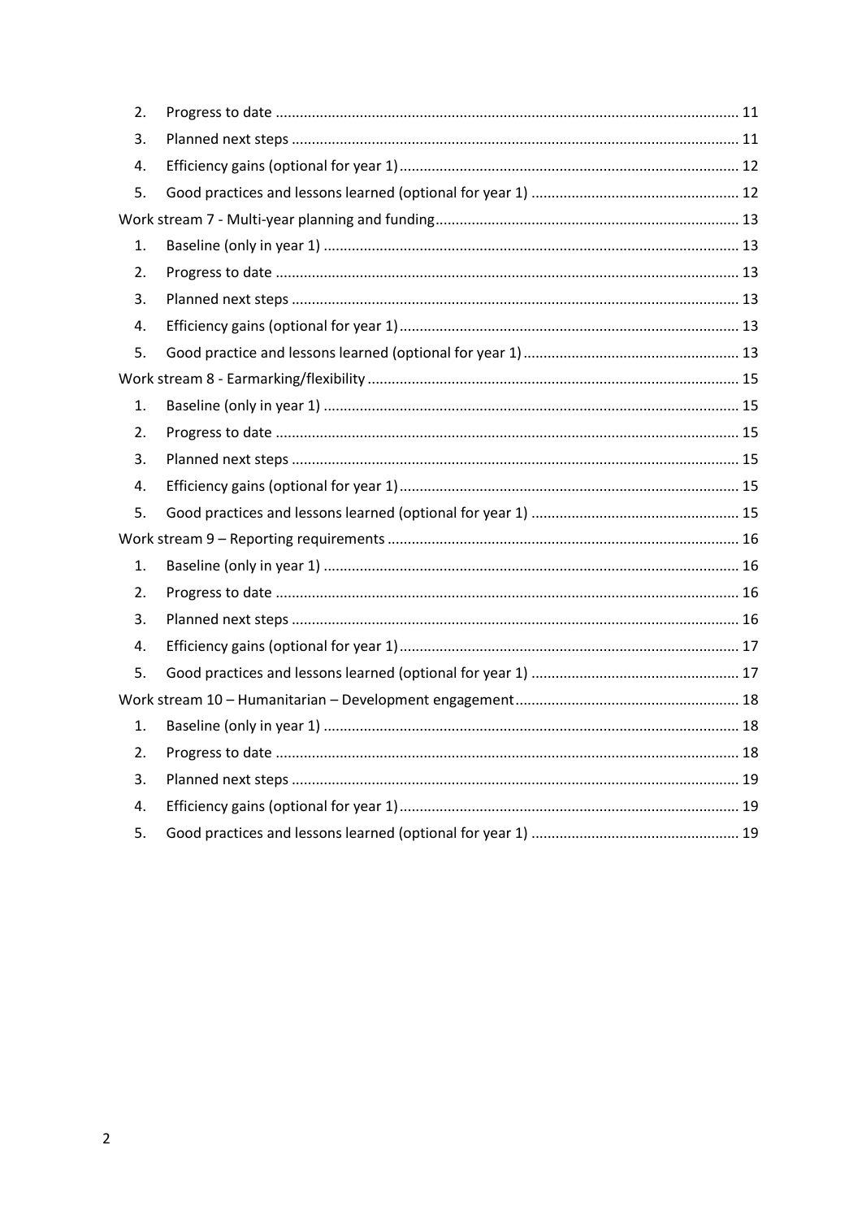2. Progress to date .......... 11
3. Planned next steps .......... 11
4. Efficiency gains (optional for year 1) .......... 12
5. Good practices and lessons learned (optional for year 1) .......... 12

Work stream 7 - Multi-year planning and funding .......... 13

1. Baseline (only in year 1) .......... 13
2. Progress to date .......... 13
3. Planned next steps .......... 13
4. Efficiency gains (optional for year 1) .......... 13
5. Good practice and lessons learned (optional for year 1) .......... 13

Work stream 8 - Earmarking/flexibility .......... 15

1. Baseline (only in year 1) .......... 15
2. Progress to date .......... 15
3. Planned next steps .......... 15
4. Efficiency gains (optional for year 1) .......... 15
5. Good practices and lessons learned (optional for year 1) .......... 15

Work stream 9 – Reporting requirements .......... 16

1. Baseline (only in year 1) .......... 16
2. Progress to date .......... 16
3. Planned next steps .......... 16
4. Efficiency gains (optional for year 1) .......... 17
5. Good practices and lessons learned (optional for year 1) .......... 17

Work stream 10 – Humanitarian – Development engagement .......... 18

1. Baseline (only in year 1) .......... 18
2. Progress to date .......... 18
3. Planned next steps .......... 19
4. Efficiency gains (optional for year 1) .......... 19
5. Good practices and lessons learned (optional for year 1) .......... 19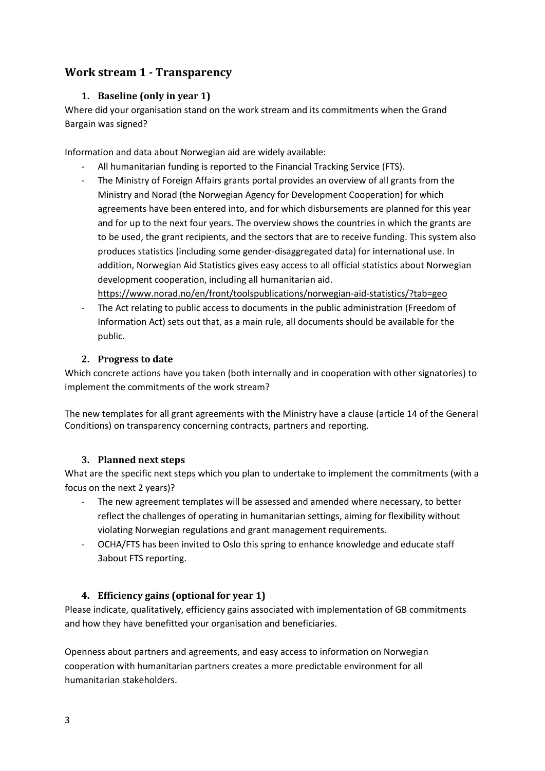## Work stream 1 - Transparency

### 1. Baseline (only in year 1)

Where did your organisation stand on the work stream and its commitments when the Grand Bargain was signed?

Information and data about Norwegian aid are widely available:

- All humanitarian funding is reported to the Financial Tracking Service (FTS).
- The Ministry of Foreign Affairs grants portal provides an overview of all grants from the Ministry and Norad (the Norwegian Agency for Development Cooperation) for which agreements have been entered into, and for which disbursements are planned for this year and for up to the next four years. The overview shows the countries in which the grants are to be used, the grant recipients, and the sectors that are to receive funding. This system also produces statistics (including some gender-disaggregated data) for international use. In addition, Norwegian Aid Statistics gives easy access to all official statistics about Norwegian development cooperation, including all humanitarian aid. https://www.norad.no/en/front/toolspublications/norwegian-aid-statistics/?tab=geo
- The Act relating to public access to documents in the public administration (Freedom of Information Act) sets out that, as a main rule, all documents should be available for the public.

### 2. Progress to date

Which concrete actions have you taken (both internally and in cooperation with other signatories) to implement the commitments of the work stream?

The new templates for all grant agreements with the Ministry have a clause (article 14 of the General Conditions) on transparency concerning contracts, partners and reporting.

### 3. Planned next steps

What are the specific next steps which you plan to undertake to implement the commitments (with a focus on the next 2 years)?

- The new agreement templates will be assessed and amended where necessary, to better reflect the challenges of operating in humanitarian settings, aiming for flexibility without violating Norwegian regulations and grant management requirements.
- OCHA/FTS has been invited to Oslo this spring to enhance knowledge and educate staff 3about FTS reporting.

### 4. Efficiency gains (optional for year 1)

Please indicate, qualitatively, efficiency gains associated with implementation of GB commitments and how they have benefitted your organisation and beneficiaries.

Openness about partners and agreements, and easy access to information on Norwegian cooperation with humanitarian partners creates a more predictable environment for all humanitarian stakeholders.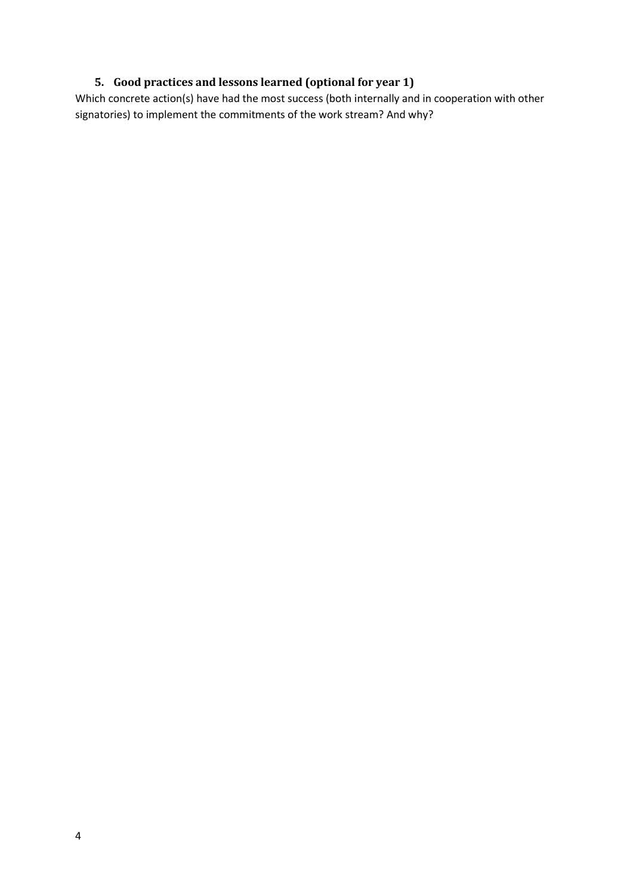## 5. Good practices and lessons learned (optional for year 1)

Which concrete action(s) have had the most success (both internally and in cooperation with other signatories) to implement the commitments of the work stream? And why?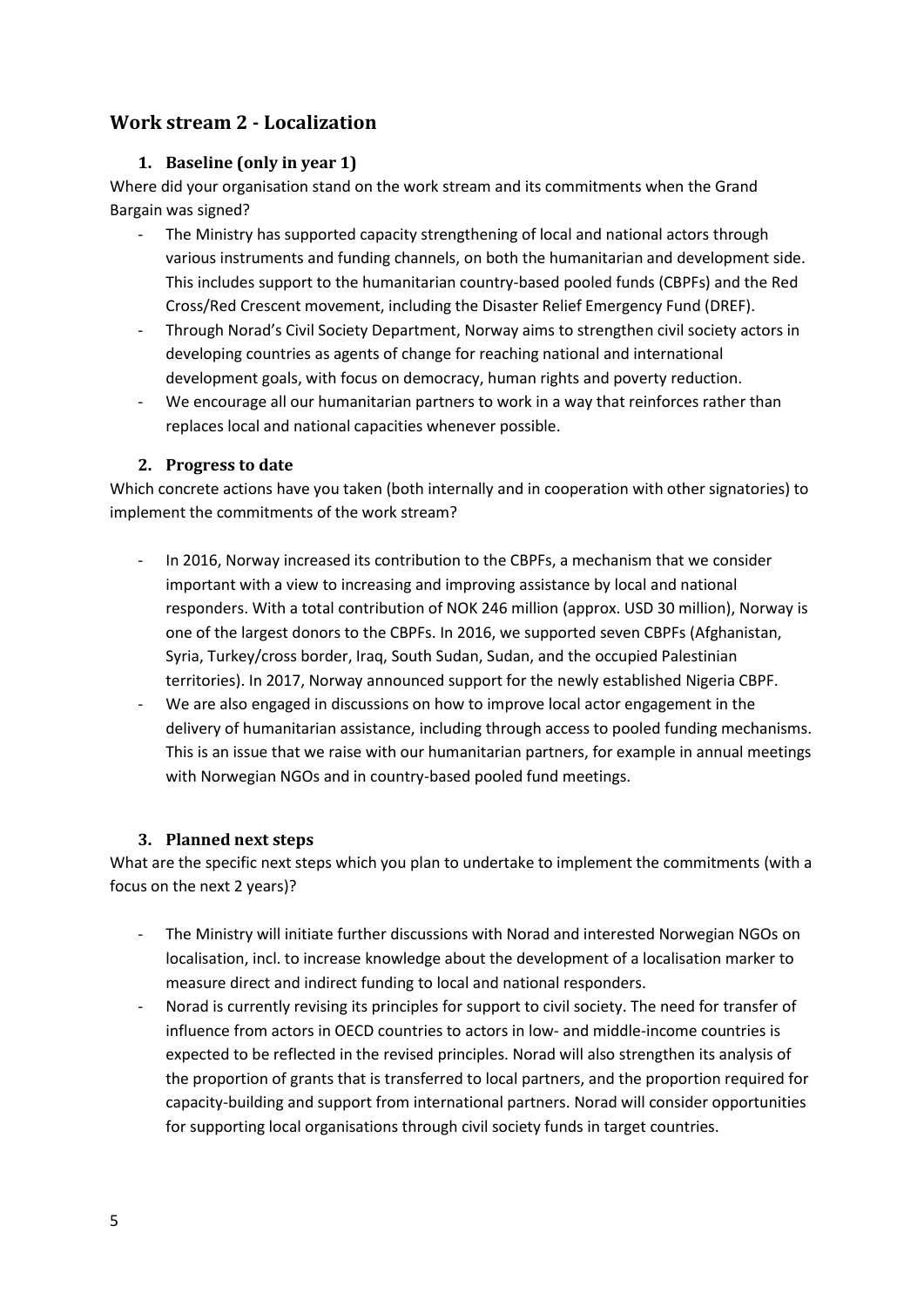## Work stream 2 - Localization

### 1. Baseline (only in year 1)

Where did your organisation stand on the work stream and its commitments when the Grand Bargain was signed?

- The Ministry has supported capacity strengthening of local and national actors through various instruments and funding channels, on both the humanitarian and development side. This includes support to the humanitarian country-based pooled funds (CBPFs) and the Red Cross/Red Crescent movement, including the Disaster Relief Emergency Fund (DREF).
- Through Norad's Civil Society Department, Norway aims to strengthen civil society actors in developing countries as agents of change for reaching national and international development goals, with focus on democracy, human rights and poverty reduction.
- We encourage all our humanitarian partners to work in a way that reinforces rather than replaces local and national capacities whenever possible.

### 2. Progress to date

Which concrete actions have you taken (both internally and in cooperation with other signatories) to implement the commitments of the work stream?

- In 2016, Norway increased its contribution to the CBPFs, a mechanism that we consider important with a view to increasing and improving assistance by local and national responders. With a total contribution of NOK 246 million (approx. USD 30 million), Norway is one of the largest donors to the CBPFs. In 2016, we supported seven CBPFs (Afghanistan, Syria, Turkey/cross border, Iraq, South Sudan, Sudan, and the occupied Palestinian territories). In 2017, Norway announced support for the newly established Nigeria CBPF.
- We are also engaged in discussions on how to improve local actor engagement in the delivery of humanitarian assistance, including through access to pooled funding mechanisms. This is an issue that we raise with our humanitarian partners, for example in annual meetings with Norwegian NGOs and in country-based pooled fund meetings.

### 3. Planned next steps

What are the specific next steps which you plan to undertake to implement the commitments (with a focus on the next 2 years)?

- The Ministry will initiate further discussions with Norad and interested Norwegian NGOs on localisation, incl. to increase knowledge about the development of a localisation marker to measure direct and indirect funding to local and national responders.
- Norad is currently revising its principles for support to civil society. The need for transfer of influence from actors in OECD countries to actors in low- and middle-income countries is expected to be reflected in the revised principles. Norad will also strengthen its analysis of the proportion of grants that is transferred to local partners, and the proportion required for capacity-building and support from international partners. Norad will consider opportunities for supporting local organisations through civil society funds in target countries.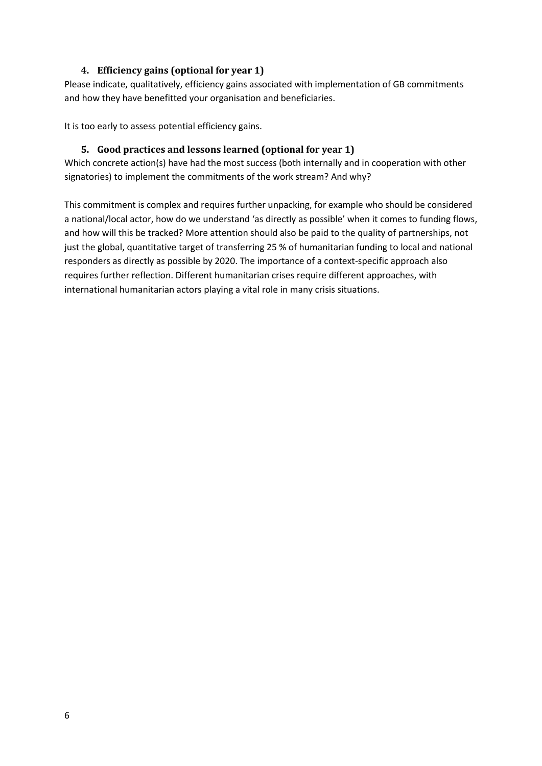## 4. Efficiency gains (optional for year 1)

Please indicate, qualitatively, efficiency gains associated with implementation of GB commitments and how they have benefitted your organisation and beneficiaries.

It is too early to assess potential efficiency gains.

## 5. Good practices and lessons learned (optional for year 1)

Which concrete action(s) have had the most success (both internally and in cooperation with other signatories) to implement the commitments of the work stream? And why?

This commitment is complex and requires further unpacking, for example who should be considered a national/local actor, how do we understand 'as directly as possible' when it comes to funding flows, and how will this be tracked? More attention should also be paid to the quality of partnerships, not just the global, quantitative target of transferring 25 % of humanitarian funding to local and national responders as directly as possible by 2020. The importance of a context-specific approach also requires further reflection. Different humanitarian crises require different approaches, with international humanitarian actors playing a vital role in many crisis situations.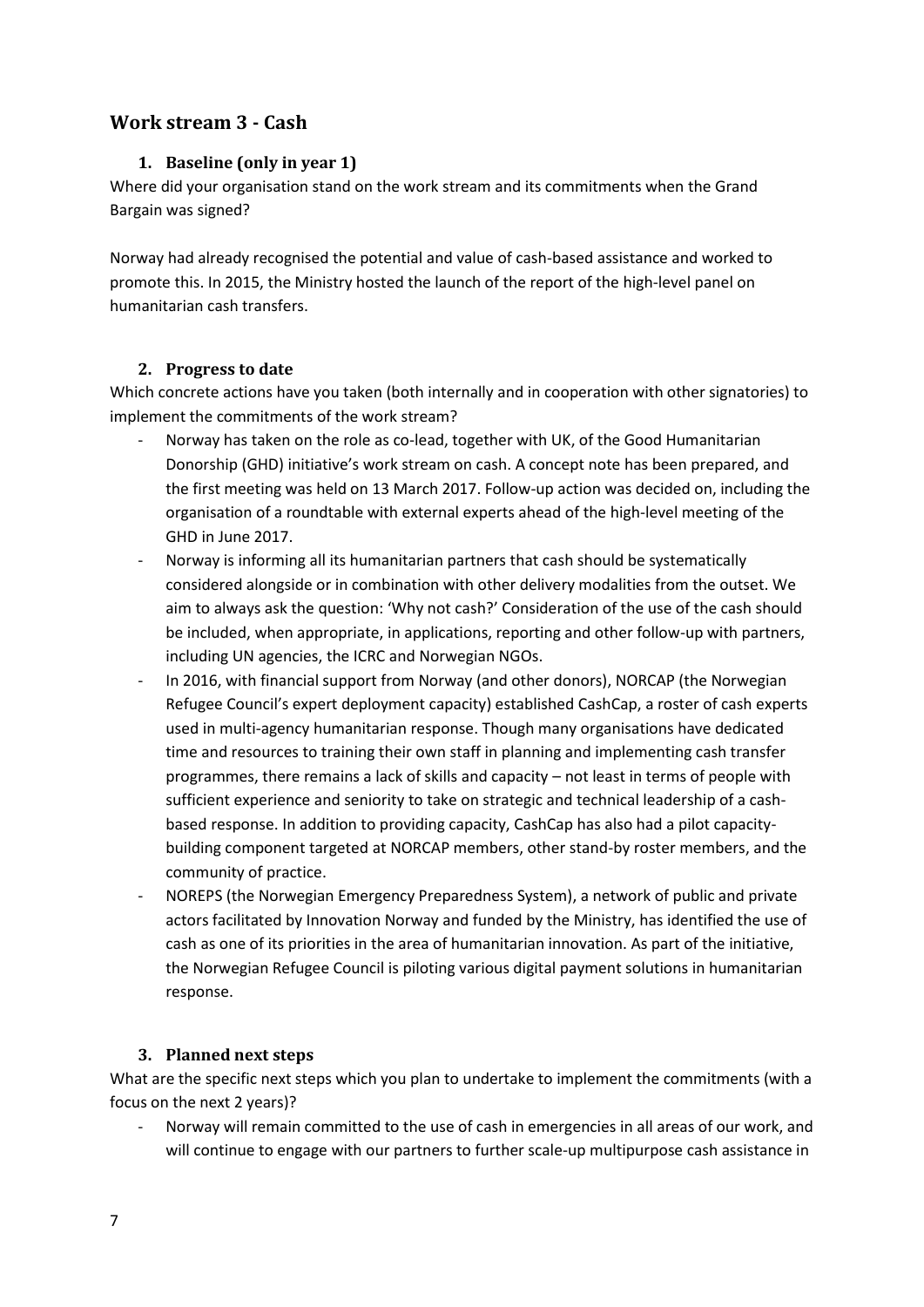## Work stream 3 - Cash

### 1. Baseline (only in year 1)

Where did your organisation stand on the work stream and its commitments when the Grand Bargain was signed?

Norway had already recognised the potential and value of cash-based assistance and worked to promote this. In 2015, the Ministry hosted the launch of the report of the high-level panel on humanitarian cash transfers.

### 2. Progress to date

Which concrete actions have you taken (both internally and in cooperation with other signatories) to implement the commitments of the work stream?

- Norway has taken on the role as co-lead, together with UK, of the Good Humanitarian Donorship (GHD) initiative's work stream on cash. A concept note has been prepared, and the first meeting was held on 13 March 2017. Follow-up action was decided on, including the organisation of a roundtable with external experts ahead of the high-level meeting of the GHD in June 2017.
- Norway is informing all its humanitarian partners that cash should be systematically considered alongside or in combination with other delivery modalities from the outset. We aim to always ask the question: 'Why not cash?' Consideration of the use of the cash should be included, when appropriate, in applications, reporting and other follow-up with partners, including UN agencies, the ICRC and Norwegian NGOs.
- In 2016, with financial support from Norway (and other donors), NORCAP (the Norwegian Refugee Council's expert deployment capacity) established CashCap, a roster of cash experts used in multi-agency humanitarian response. Though many organisations have dedicated time and resources to training their own staff in planning and implementing cash transfer programmes, there remains a lack of skills and capacity – not least in terms of people with sufficient experience and seniority to take on strategic and technical leadership of a cash-based response. In addition to providing capacity, CashCap has also had a pilot capacity-building component targeted at NORCAP members, other stand-by roster members, and the community of practice.
- NOREPS (the Norwegian Emergency Preparedness System), a network of public and private actors facilitated by Innovation Norway and funded by the Ministry, has identified the use of cash as one of its priorities in the area of humanitarian innovation. As part of the initiative, the Norwegian Refugee Council is piloting various digital payment solutions in humanitarian response.

### 3. Planned next steps

What are the specific next steps which you plan to undertake to implement the commitments (with a focus on the next 2 years)?

- Norway will remain committed to the use of cash in emergencies in all areas of our work, and will continue to engage with our partners to further scale-up multipurpose cash assistance in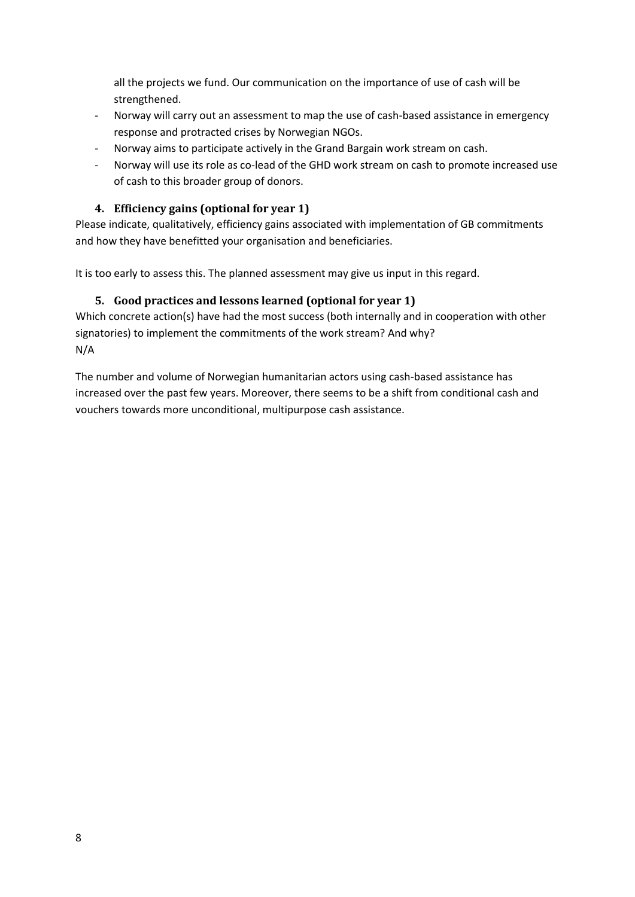all the projects we fund. Our communication on the importance of use of cash will be strengthened.

- Norway will carry out an assessment to map the use of cash-based assistance in emergency response and protracted crises by Norwegian NGOs.
- Norway aims to participate actively in the Grand Bargain work stream on cash.
- Norway will use its role as co-lead of the GHD work stream on cash to promote increased use of cash to this broader group of donors.

### 4. Efficiency gains (optional for year 1)

Please indicate, qualitatively, efficiency gains associated with implementation of GB commitments and how they have benefitted your organisation and beneficiaries.

It is too early to assess this. The planned assessment may give us input in this regard.

### 5. Good practices and lessons learned (optional for year 1)

Which concrete action(s) have had the most success (both internally and in cooperation with other signatories) to implement the commitments of the work stream? And why?
N/A

The number and volume of Norwegian humanitarian actors using cash-based assistance has increased over the past few years. Moreover, there seems to be a shift from conditional cash and vouchers towards more unconditional, multipurpose cash assistance.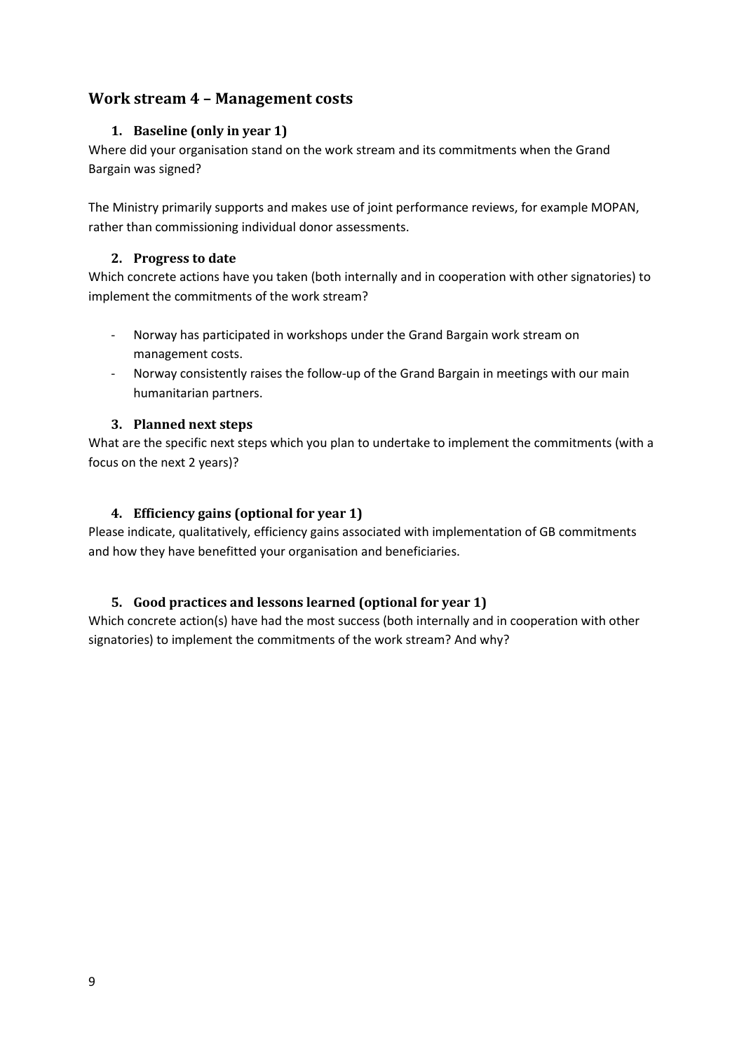## Work stream 4 – Management costs

### 1. Baseline (only in year 1)

Where did your organisation stand on the work stream and its commitments when the Grand Bargain was signed?

The Ministry primarily supports and makes use of joint performance reviews, for example MOPAN, rather than commissioning individual donor assessments.

### 2. Progress to date

Which concrete actions have you taken (both internally and in cooperation with other signatories) to implement the commitments of the work stream?

- Norway has participated in workshops under the Grand Bargain work stream on management costs.
- Norway consistently raises the follow-up of the Grand Bargain in meetings with our main humanitarian partners.

### 3. Planned next steps

What are the specific next steps which you plan to undertake to implement the commitments (with a focus on the next 2 years)?

### 4. Efficiency gains (optional for year 1)

Please indicate, qualitatively, efficiency gains associated with implementation of GB commitments and how they have benefitted your organisation and beneficiaries.

### 5. Good practices and lessons learned (optional for year 1)

Which concrete action(s) have had the most success (both internally and in cooperation with other signatories) to implement the commitments of the work stream? And why?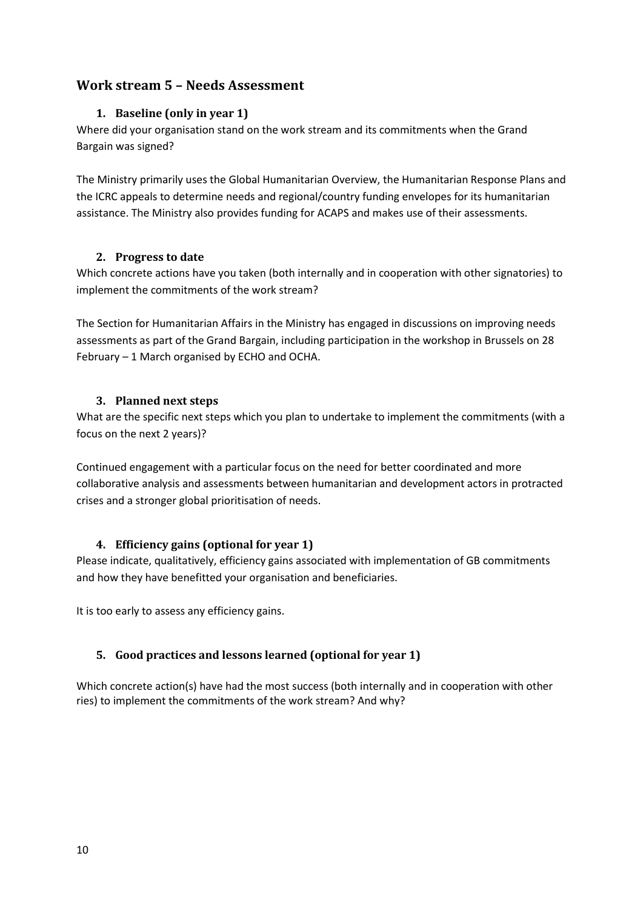## Work stream 5 – Needs Assessment

### 1. Baseline (only in year 1)

Where did your organisation stand on the work stream and its commitments when the Grand Bargain was signed?

The Ministry primarily uses the Global Humanitarian Overview, the Humanitarian Response Plans and the ICRC appeals to determine needs and regional/country funding envelopes for its humanitarian assistance. The Ministry also provides funding for ACAPS and makes use of their assessments.

### 2. Progress to date

Which concrete actions have you taken (both internally and in cooperation with other signatories) to implement the commitments of the work stream?

The Section for Humanitarian Affairs in the Ministry has engaged in discussions on improving needs assessments as part of the Grand Bargain, including participation in the workshop in Brussels on 28 February – 1 March organised by ECHO and OCHA.

### 3. Planned next steps

What are the specific next steps which you plan to undertake to implement the commitments (with a focus on the next 2 years)?

Continued engagement with a particular focus on the need for better coordinated and more collaborative analysis and assessments between humanitarian and development actors in protracted crises and a stronger global prioritisation of needs.

### 4. Efficiency gains (optional for year 1)

Please indicate, qualitatively, efficiency gains associated with implementation of GB commitments and how they have benefitted your organisation and beneficiaries.

It is too early to assess any efficiency gains.

### 5. Good practices and lessons learned (optional for year 1)

Which concrete action(s) have had the most success (both internally and in cooperation with other ries) to implement the commitments of the work stream? And why?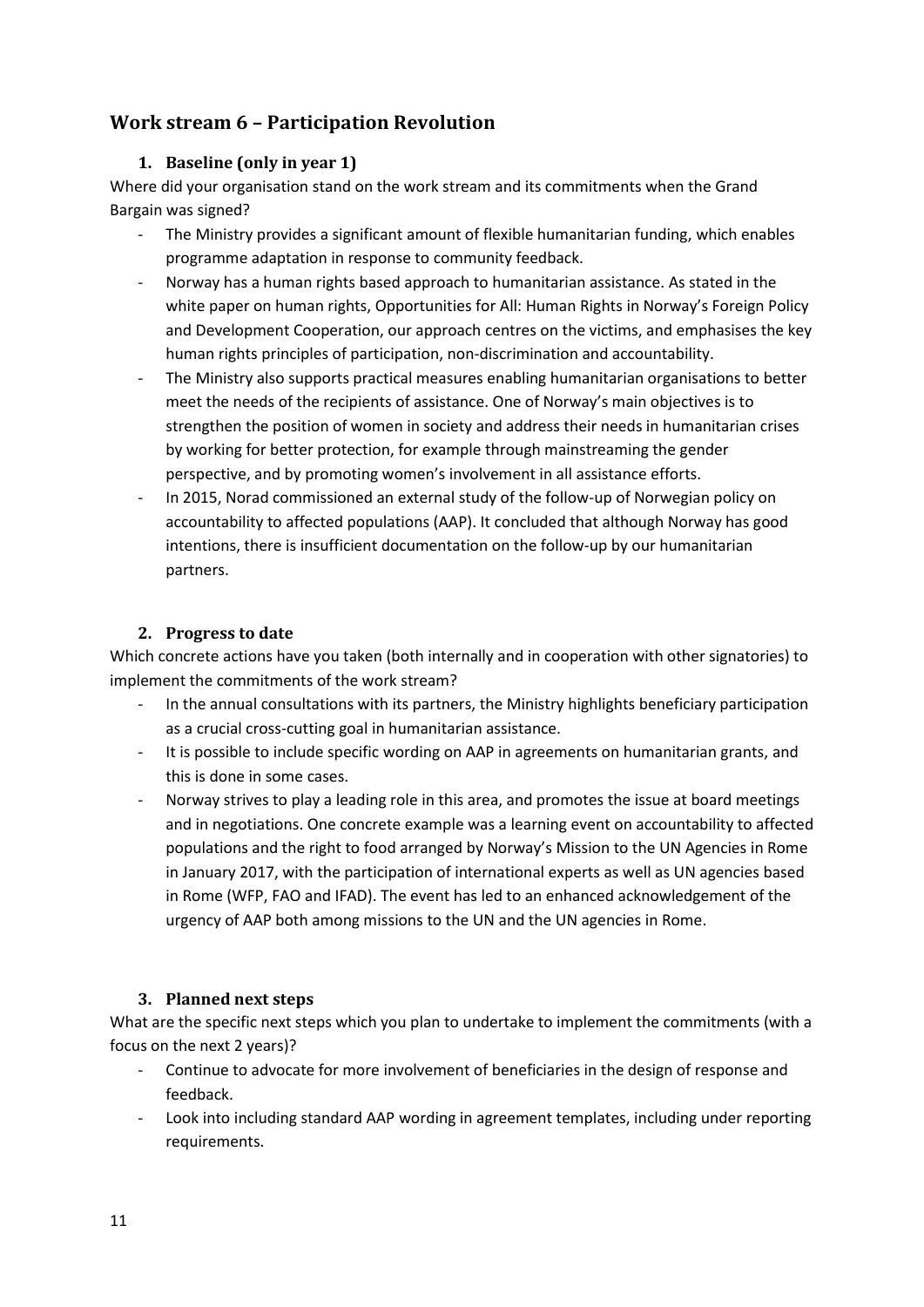## Work stream 6 – Participation Revolution

### 1. Baseline (only in year 1)

Where did your organisation stand on the work stream and its commitments when the Grand Bargain was signed?

- The Ministry provides a significant amount of flexible humanitarian funding, which enables programme adaptation in response to community feedback.
- Norway has a human rights based approach to humanitarian assistance. As stated in the white paper on human rights, Opportunities for All: Human Rights in Norway's Foreign Policy and Development Cooperation, our approach centres on the victims, and emphasises the key human rights principles of participation, non-discrimination and accountability.
- The Ministry also supports practical measures enabling humanitarian organisations to better meet the needs of the recipients of assistance. One of Norway's main objectives is to strengthen the position of women in society and address their needs in humanitarian crises by working for better protection, for example through mainstreaming the gender perspective, and by promoting women's involvement in all assistance efforts.
- In 2015, Norad commissioned an external study of the follow-up of Norwegian policy on accountability to affected populations (AAP). It concluded that although Norway has good intentions, there is insufficient documentation on the follow-up by our humanitarian partners.

### 2. Progress to date

Which concrete actions have you taken (both internally and in cooperation with other signatories) to implement the commitments of the work stream?

- In the annual consultations with its partners, the Ministry highlights beneficiary participation as a crucial cross-cutting goal in humanitarian assistance.
- It is possible to include specific wording on AAP in agreements on humanitarian grants, and this is done in some cases.
- Norway strives to play a leading role in this area, and promotes the issue at board meetings and in negotiations. One concrete example was a learning event on accountability to affected populations and the right to food arranged by Norway's Mission to the UN Agencies in Rome in January 2017, with the participation of international experts as well as UN agencies based in Rome (WFP, FAO and IFAD). The event has led to an enhanced acknowledgement of the urgency of AAP both among missions to the UN and the UN agencies in Rome.

### 3. Planned next steps

What are the specific next steps which you plan to undertake to implement the commitments (with a focus on the next 2 years)?

- Continue to advocate for more involvement of beneficiaries in the design of response and feedback.
- Look into including standard AAP wording in agreement templates, including under reporting requirements.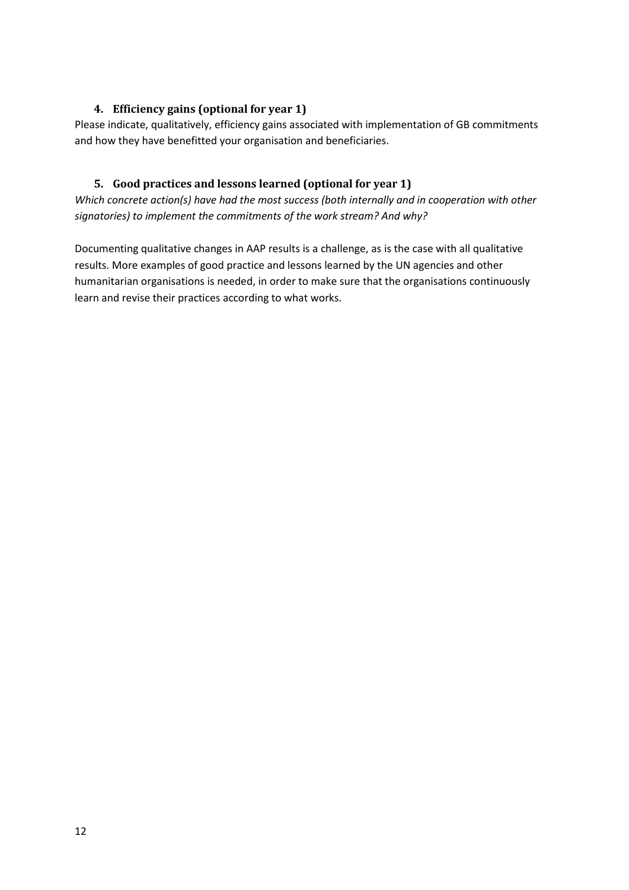### 4. Efficiency gains (optional for year 1)

Please indicate, qualitatively, efficiency gains associated with implementation of GB commitments and how they have benefitted your organisation and beneficiaries.

### 5. Good practices and lessons learned (optional for year 1)

*Which concrete action(s) have had the most success (both internally and in cooperation with other signatories) to implement the commitments of the work stream? And why?*

Documenting qualitative changes in AAP results is a challenge, as is the case with all qualitative results. More examples of good practice and lessons learned by the UN agencies and other humanitarian organisations is needed, in order to make sure that the organisations continuously learn and revise their practices according to what works.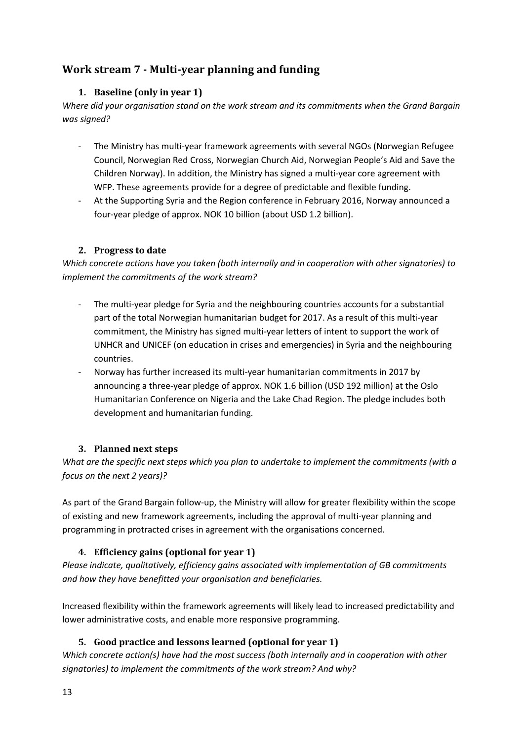## Work stream 7 - Multi-year planning and funding

### 1. Baseline (only in year 1)

*Where did your organisation stand on the work stream and its commitments when the Grand Bargain was signed?*

- The Ministry has multi-year framework agreements with several NGOs (Norwegian Refugee Council, Norwegian Red Cross, Norwegian Church Aid, Norwegian People's Aid and Save the Children Norway). In addition, the Ministry has signed a multi-year core agreement with WFP. These agreements provide for a degree of predictable and flexible funding.
- At the Supporting Syria and the Region conference in February 2016, Norway announced a four-year pledge of approx. NOK 10 billion (about USD 1.2 billion).

### 2. Progress to date

*Which concrete actions have you taken (both internally and in cooperation with other signatories) to implement the commitments of the work stream?*

- The multi-year pledge for Syria and the neighbouring countries accounts for a substantial part of the total Norwegian humanitarian budget for 2017. As a result of this multi-year commitment, the Ministry has signed multi-year letters of intent to support the work of UNHCR and UNICEF (on education in crises and emergencies) in Syria and the neighbouring countries.
- Norway has further increased its multi-year humanitarian commitments in 2017 by announcing a three-year pledge of approx. NOK 1.6 billion (USD 192 million) at the Oslo Humanitarian Conference on Nigeria and the Lake Chad Region. The pledge includes both development and humanitarian funding.

### 3. Planned next steps

*What are the specific next steps which you plan to undertake to implement the commitments (with a focus on the next 2 years)?*

As part of the Grand Bargain follow-up, the Ministry will allow for greater flexibility within the scope of existing and new framework agreements, including the approval of multi-year planning and programming in protracted crises in agreement with the organisations concerned.

### 4. Efficiency gains (optional for year 1)

*Please indicate, qualitatively, efficiency gains associated with implementation of GB commitments and how they have benefitted your organisation and beneficiaries.*

Increased flexibility within the framework agreements will likely lead to increased predictability and lower administrative costs, and enable more responsive programming.

### 5. Good practice and lessons learned (optional for year 1)

*Which concrete action(s) have had the most success (both internally and in cooperation with other signatories) to implement the commitments of the work stream? And why?*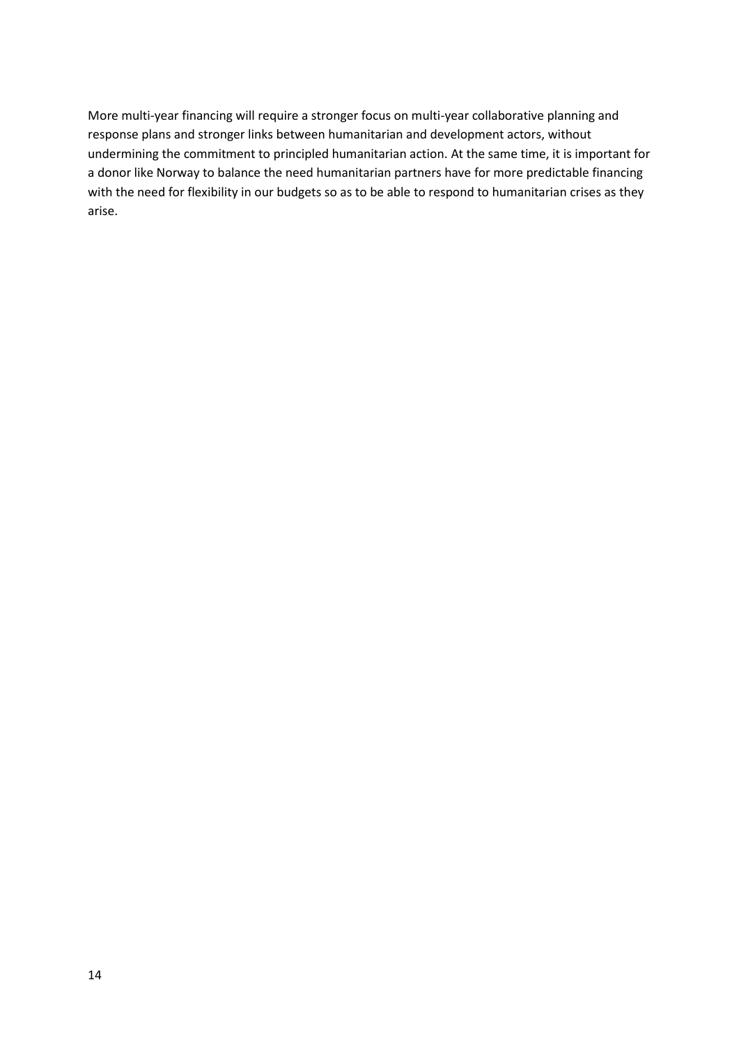More multi-year financing will require a stronger focus on multi-year collaborative planning and response plans and stronger links between humanitarian and development actors, without undermining the commitment to principled humanitarian action. At the same time, it is important for a donor like Norway to balance the need humanitarian partners have for more predictable financing with the need for flexibility in our budgets so as to be able to respond to humanitarian crises as they arise.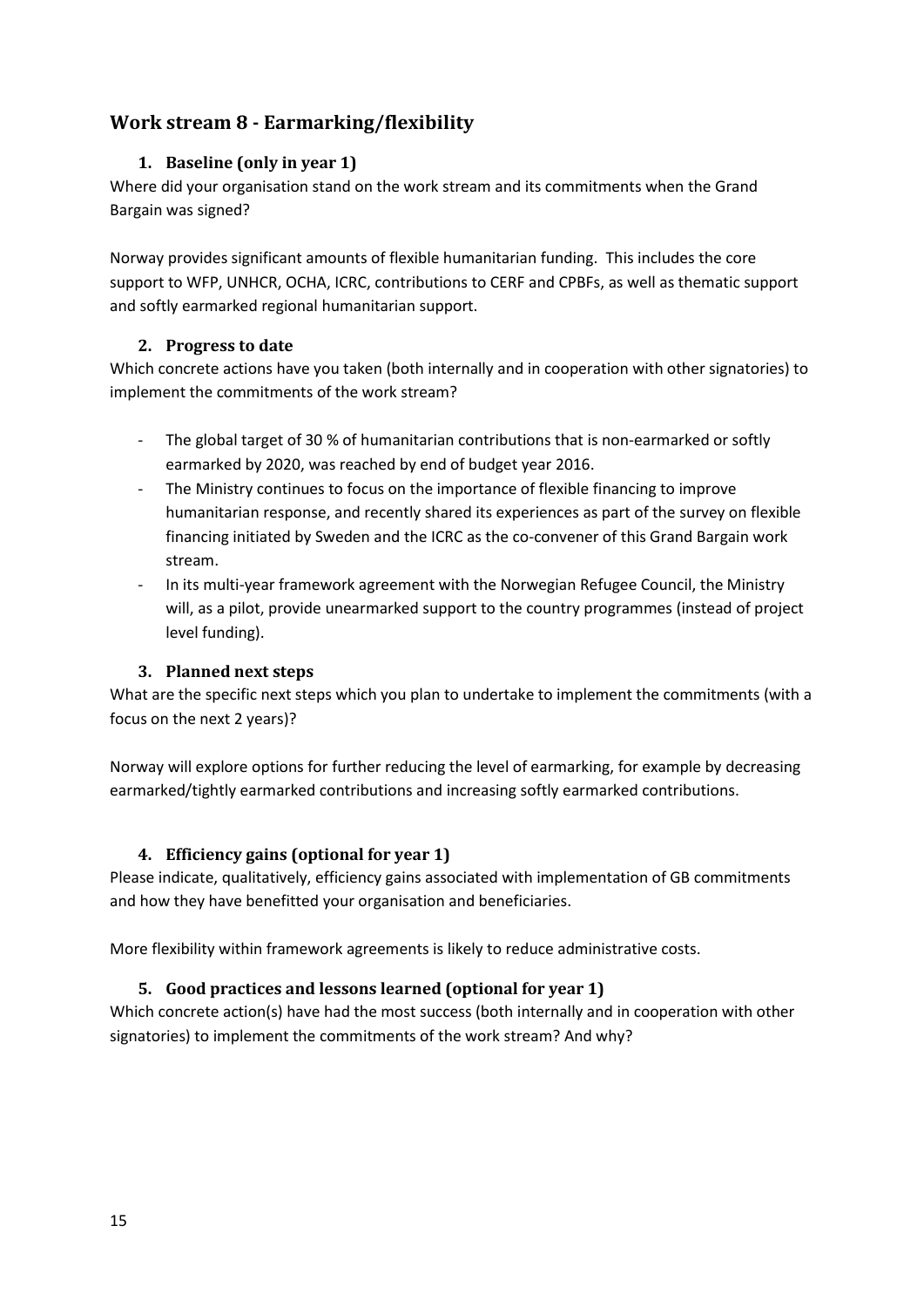## Work stream 8 - Earmarking/flexibility

### 1. Baseline (only in year 1)

Where did your organisation stand on the work stream and its commitments when the Grand Bargain was signed?

Norway provides significant amounts of flexible humanitarian funding. This includes the core support to WFP, UNHCR, OCHA, ICRC, contributions to CERF and CPBFs, as well as thematic support and softly earmarked regional humanitarian support.

### 2. Progress to date

Which concrete actions have you taken (both internally and in cooperation with other signatories) to implement the commitments of the work stream?

- The global target of 30 % of humanitarian contributions that is non-earmarked or softly earmarked by 2020, was reached by end of budget year 2016.
- The Ministry continues to focus on the importance of flexible financing to improve humanitarian response, and recently shared its experiences as part of the survey on flexible financing initiated by Sweden and the ICRC as the co-convener of this Grand Bargain work stream.
- In its multi-year framework agreement with the Norwegian Refugee Council, the Ministry will, as a pilot, provide unearmarked support to the country programmes (instead of project level funding).

### 3. Planned next steps

What are the specific next steps which you plan to undertake to implement the commitments (with a focus on the next 2 years)?

Norway will explore options for further reducing the level of earmarking, for example by decreasing earmarked/tightly earmarked contributions and increasing softly earmarked contributions.

### 4. Efficiency gains (optional for year 1)

Please indicate, qualitatively, efficiency gains associated with implementation of GB commitments and how they have benefitted your organisation and beneficiaries.

More flexibility within framework agreements is likely to reduce administrative costs.

### 5. Good practices and lessons learned (optional for year 1)

Which concrete action(s) have had the most success (both internally and in cooperation with other signatories) to implement the commitments of the work stream? And why?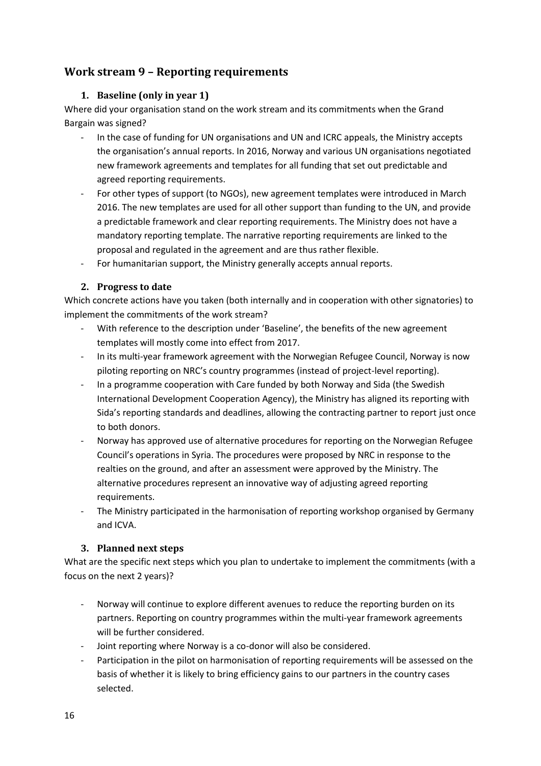## Work stream 9 – Reporting requirements

### 1. Baseline (only in year 1)

Where did your organisation stand on the work stream and its commitments when the Grand Bargain was signed?

- In the case of funding for UN organisations and UN and ICRC appeals, the Ministry accepts the organisation's annual reports. In 2016, Norway and various UN organisations negotiated new framework agreements and templates for all funding that set out predictable and agreed reporting requirements.
- For other types of support (to NGOs), new agreement templates were introduced in March 2016. The new templates are used for all other support than funding to the UN, and provide a predictable framework and clear reporting requirements. The Ministry does not have a mandatory reporting template. The narrative reporting requirements are linked to the proposal and regulated in the agreement and are thus rather flexible.
- For humanitarian support, the Ministry generally accepts annual reports.

### 2. Progress to date

Which concrete actions have you taken (both internally and in cooperation with other signatories) to implement the commitments of the work stream?

- With reference to the description under 'Baseline', the benefits of the new agreement templates will mostly come into effect from 2017.
- In its multi-year framework agreement with the Norwegian Refugee Council, Norway is now piloting reporting on NRC's country programmes (instead of project-level reporting).
- In a programme cooperation with Care funded by both Norway and Sida (the Swedish International Development Cooperation Agency), the Ministry has aligned its reporting with Sida's reporting standards and deadlines, allowing the contracting partner to report just once to both donors.
- Norway has approved use of alternative procedures for reporting on the Norwegian Refugee Council's operations in Syria. The procedures were proposed by NRC in response to the realties on the ground, and after an assessment were approved by the Ministry. The alternative procedures represent an innovative way of adjusting agreed reporting requirements.
- The Ministry participated in the harmonisation of reporting workshop organised by Germany and ICVA.

### 3. Planned next steps

What are the specific next steps which you plan to undertake to implement the commitments (with a focus on the next 2 years)?

- Norway will continue to explore different avenues to reduce the reporting burden on its partners. Reporting on country programmes within the multi-year framework agreements will be further considered.
- Joint reporting where Norway is a co-donor will also be considered.
- Participation in the pilot on harmonisation of reporting requirements will be assessed on the basis of whether it is likely to bring efficiency gains to our partners in the country cases selected.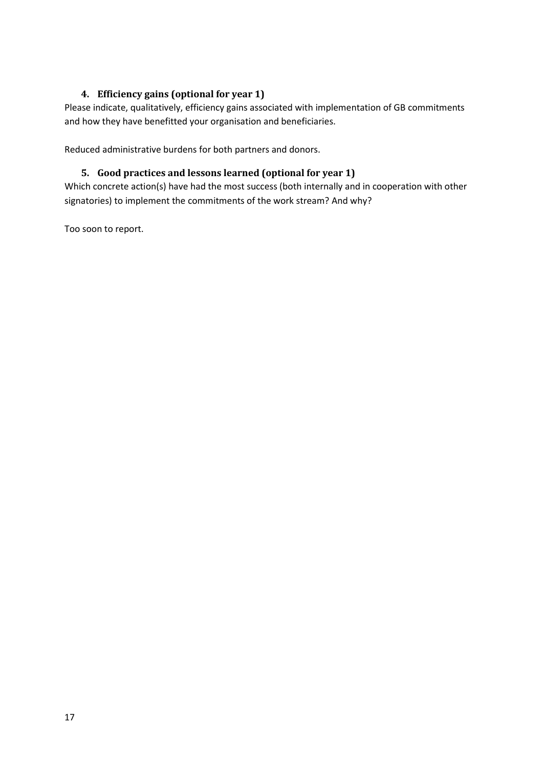## 4. Efficiency gains (optional for year 1)

Please indicate, qualitatively, efficiency gains associated with implementation of GB commitments and how they have benefitted your organisation and beneficiaries.

Reduced administrative burdens for both partners and donors.

## 5. Good practices and lessons learned (optional for year 1)

Which concrete action(s) have had the most success (both internally and in cooperation with other signatories) to implement the commitments of the work stream? And why?

Too soon to report.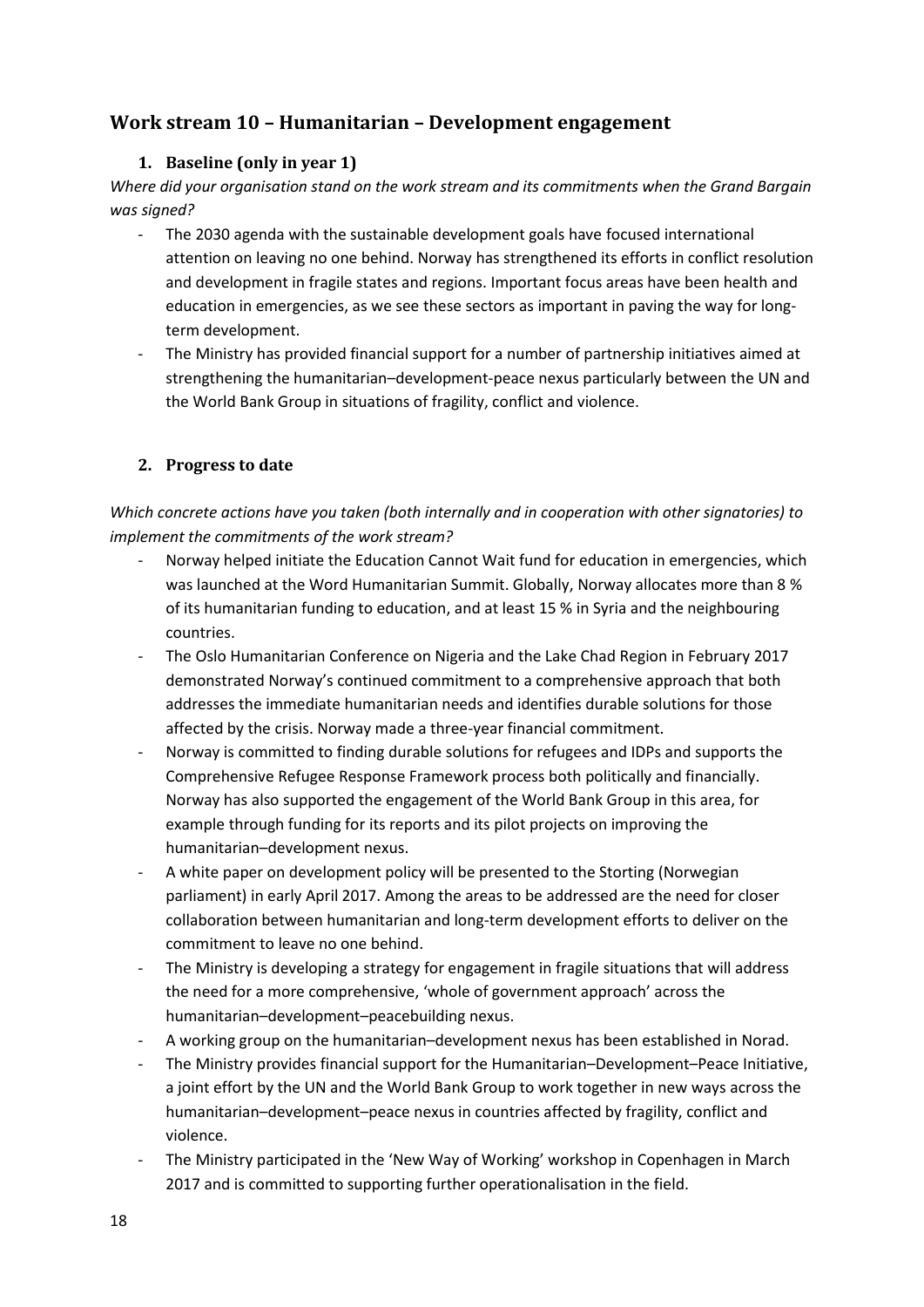## Work stream 10 – Humanitarian – Development engagement

### 1. Baseline (only in year 1)

*Where did your organisation stand on the work stream and its commitments when the Grand Bargain was signed?*

- The 2030 agenda with the sustainable development goals have focused international attention on leaving no one behind. Norway has strengthened its efforts in conflict resolution and development in fragile states and regions. Important focus areas have been health and education in emergencies, as we see these sectors as important in paving the way for long-term development.
- The Ministry has provided financial support for a number of partnership initiatives aimed at strengthening the humanitarian–development-peace nexus particularly between the UN and the World Bank Group in situations of fragility, conflict and violence.

### 2. Progress to date

*Which concrete actions have you taken (both internally and in cooperation with other signatories) to implement the commitments of the work stream?*

- Norway helped initiate the Education Cannot Wait fund for education in emergencies, which was launched at the Word Humanitarian Summit. Globally, Norway allocates more than 8 % of its humanitarian funding to education, and at least 15 % in Syria and the neighbouring countries.
- The Oslo Humanitarian Conference on Nigeria and the Lake Chad Region in February 2017 demonstrated Norway's continued commitment to a comprehensive approach that both addresses the immediate humanitarian needs and identifies durable solutions for those affected by the crisis. Norway made a three-year financial commitment.
- Norway is committed to finding durable solutions for refugees and IDPs and supports the Comprehensive Refugee Response Framework process both politically and financially. Norway has also supported the engagement of the World Bank Group in this area, for example through funding for its reports and its pilot projects on improving the humanitarian–development nexus.
- A white paper on development policy will be presented to the Storting (Norwegian parliament) in early April 2017. Among the areas to be addressed are the need for closer collaboration between humanitarian and long-term development efforts to deliver on the commitment to leave no one behind.
- The Ministry is developing a strategy for engagement in fragile situations that will address the need for a more comprehensive, 'whole of government approach' across the humanitarian–development–peacebuilding nexus.
- A working group on the humanitarian–development nexus has been established in Norad.
- The Ministry provides financial support for the Humanitarian–Development–Peace Initiative, a joint effort by the UN and the World Bank Group to work together in new ways across the humanitarian–development–peace nexus in countries affected by fragility, conflict and violence.
- The Ministry participated in the 'New Way of Working' workshop in Copenhagen in March 2017 and is committed to supporting further operationalisation in the field.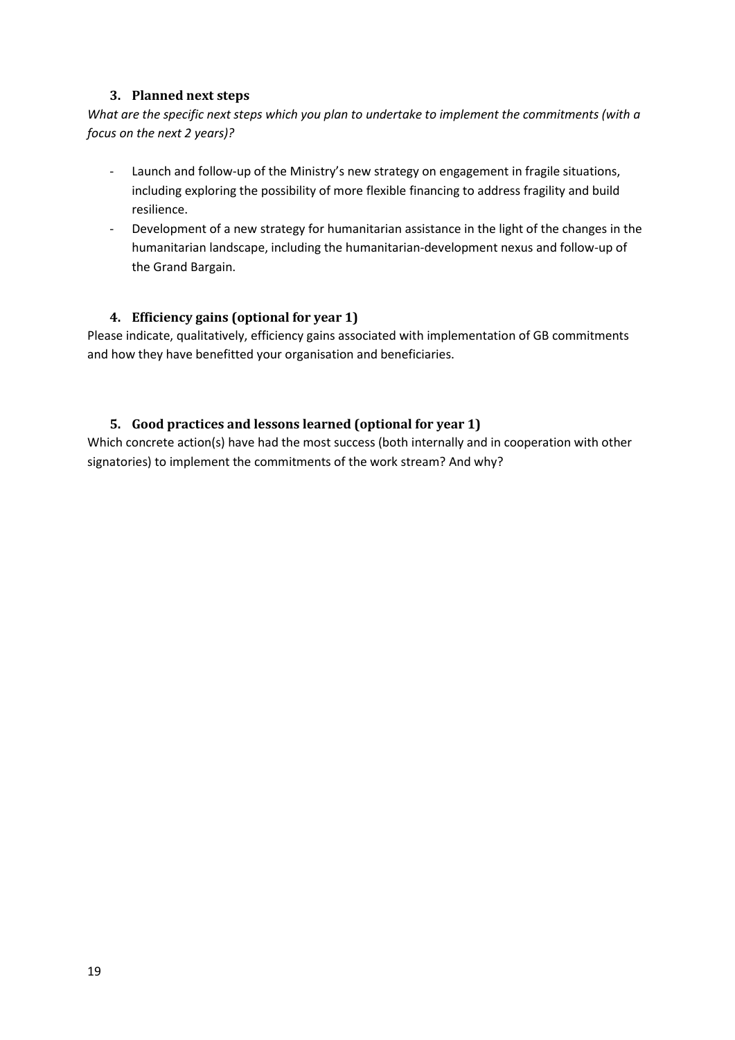### 3. Planned next steps

*What are the specific next steps which you plan to undertake to implement the commitments (with a focus on the next 2 years)?*

- Launch and follow-up of the Ministry's new strategy on engagement in fragile situations, including exploring the possibility of more flexible financing to address fragility and build resilience.
- Development of a new strategy for humanitarian assistance in the light of the changes in the humanitarian landscape, including the humanitarian-development nexus and follow-up of the Grand Bargain.

### 4. Efficiency gains (optional for year 1)

Please indicate, qualitatively, efficiency gains associated with implementation of GB commitments and how they have benefitted your organisation and beneficiaries.

### 5. Good practices and lessons learned (optional for year 1)

Which concrete action(s) have had the most success (both internally and in cooperation with other signatories) to implement the commitments of the work stream? And why?